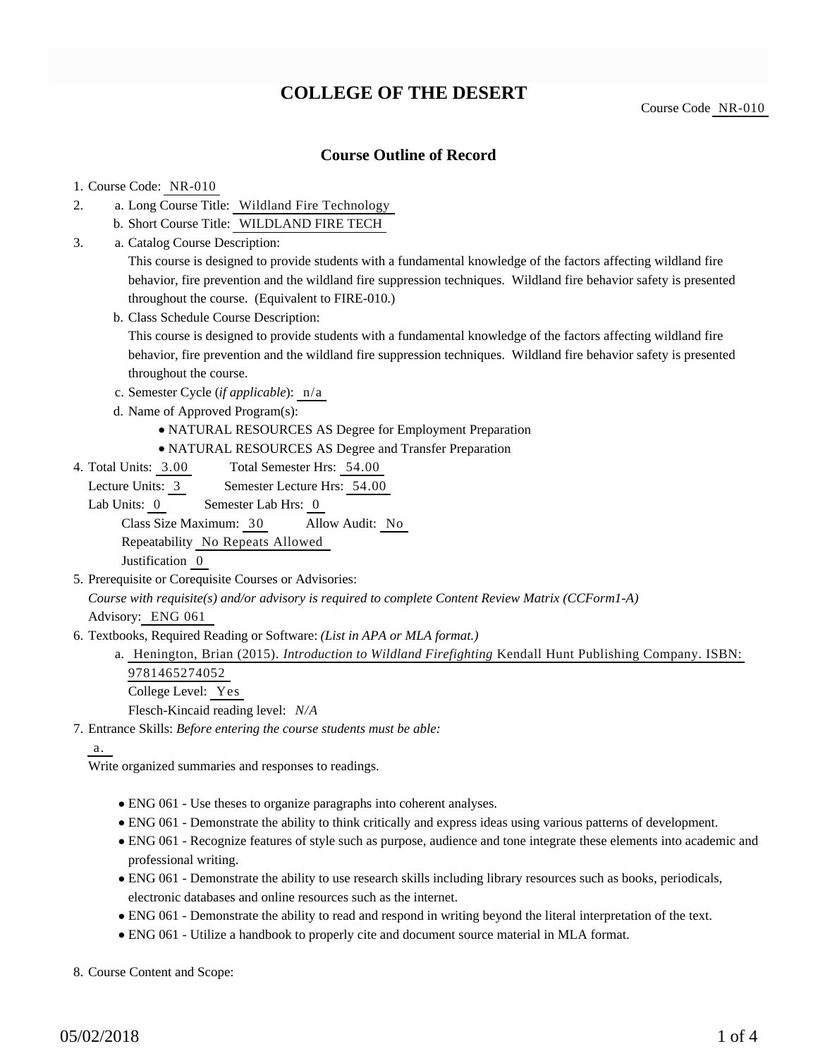# COLLEGE OF THE DESERT

Course Code NR-010

## Course Outline of Record

1. Course Code: NR-010
2. a. Long Course Title: Wildland Fire Technology
   b. Short Course Title: WILDLAND FIRE TECH
3. a. Catalog Course Description:
   This course is designed to provide students with a fundamental knowledge of the factors affecting wildland fire behavior, fire prevention and the wildland fire suppression techniques. Wildland fire behavior safety is presented throughout the course. (Equivalent to FIRE-010.)
   b. Class Schedule Course Description:
   This course is designed to provide students with a fundamental knowledge of the factors affecting wildland fire behavior, fire prevention and the wildland fire suppression techniques. Wildland fire behavior safety is presented throughout the course.
   c. Semester Cycle (*if applicable*): n/a
   d. Name of Approved Program(s):
      - NATURAL RESOURCES AS Degree for Employment Preparation
      - NATURAL RESOURCES AS Degree and Transfer Preparation
4. Total Units: 3.00 Total Semester Hrs: 54.00
   Lecture Units: 3 Semester Lecture Hrs: 54.00
   Lab Units: 0 Semester Lab Hrs: 0
   Class Size Maximum: 30 Allow Audit: No
   Repeatability No Repeats Allowed
   Justification 0
5. Prerequisite or Corequisite Courses or Advisories:
   *Course with requisite(s) and/or advisory is required to complete Content Review Matrix (CCForm1-A)*
   Advisory: ENG 061
6. Textbooks, Required Reading or Software: *(List in APA or MLA format.)*
   a. Henington, Brian (2015). *Introduction to Wildland Firefighting* Kendall Hunt Publishing Company. ISBN: 9781465274052
      College Level: Yes
      Flesch-Kincaid reading level: *N/A*
7. Entrance Skills: *Before entering the course students must be able:*
   a.
   Write organized summaries and responses to readings.
   - ENG 061 - Use theses to organize paragraphs into coherent analyses.
   - ENG 061 - Demonstrate the ability to think critically and express ideas using various patterns of development.
   - ENG 061 - Recognize features of style such as purpose, audience and tone integrate these elements into academic and professional writing.
   - ENG 061 - Demonstrate the ability to use research skills including library resources such as books, periodicals, electronic databases and online resources such as the internet.
   - ENG 061 - Demonstrate the ability to read and respond in writing beyond the literal interpretation of the text.
   - ENG 061 - Utilize a handbook to properly cite and document source material in MLA format.
8. Course Content and Scope: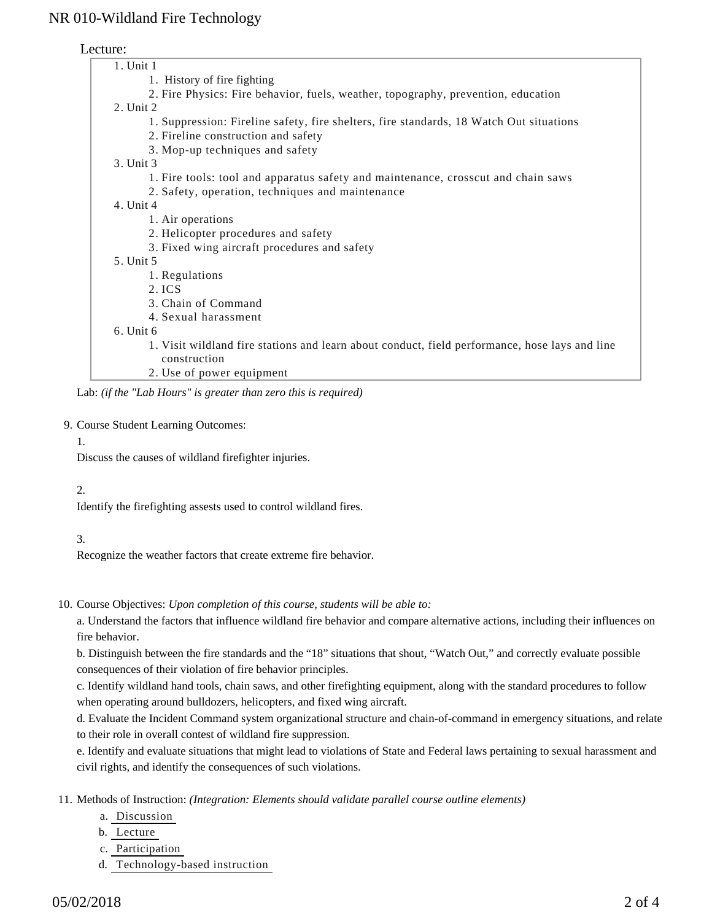Lecture:

1. Unit 1
    1. History of fire fighting
    2. Fire Physics: Fire behavior, fuels, weather, topography, prevention, education
2. Unit 2
    1. Suppression: Fireline safety, fire shelters, fire standards, 18 Watch Out situations
    2. Fireline construction and safety
    3. Mop-up techniques and safety
3. Unit 3
    1. Fire tools: tool and apparatus safety and maintenance, crosscut and chain saws
    2. Safety, operation, techniques and maintenance
4. Unit 4
    1. Air operations
    2. Helicopter procedures and safety
    3. Fixed wing aircraft procedures and safety
5. Unit 5
    1. Regulations
    2. ICS
    3. Chain of Command
    4. Sexual harassment
6. Unit 6
    1. Visit wildland fire stations and learn about conduct, field performance, hose lays and line construction
    2. Use of power equipment

Lab: *(if the "Lab Hours" is greater than zero this is required)*

9. Course Student Learning Outcomes:

    1.

    Discuss the causes of wildland firefighter injuries.

    2.

    Identify the firefighting assests used to control wildland fires.

    3.

    Recognize the weather factors that create extreme fire behavior.

10. Course Objectives: *Upon completion of this course, students will be able to:*

    a. Understand the factors that influence wildland fire behavior and compare alternative actions, including their influences on fire behavior.

    b. Distinguish between the fire standards and the "18" situations that shout, "Watch Out," and correctly evaluate possible consequences of their violation of fire behavior principles.

    c. Identify wildland hand tools, chain saws, and other firefighting equipment, along with the standard procedures to follow when operating around bulldozers, helicopters, and fixed wing aircraft.

    d. Evaluate the Incident Command system organizational structure and chain-of-command in emergency situations, and relate to their role in overall contest of wildland fire suppression.

    e. Identify and evaluate situations that might lead to violations of State and Federal laws pertaining to sexual harassment and civil rights, and identify the consequences of such violations.

11. Methods of Instruction: *(Integration: Elements should validate parallel course outline elements)*

    a. Discussion
    b. Lecture
    c. Participation
    d. Technology-based instruction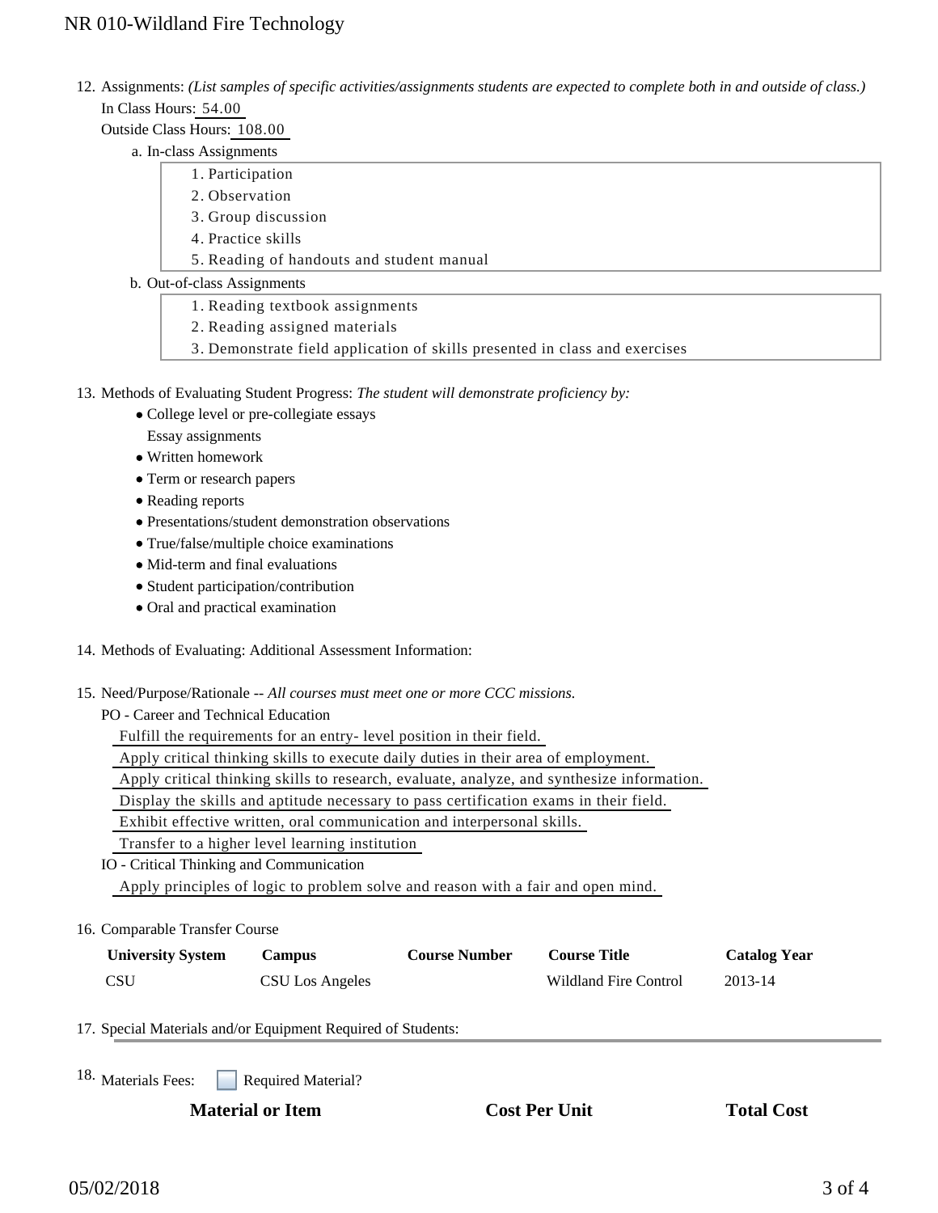12. Assignments: *(List samples of specific activities/assignments students are expected to complete both in and outside of class.)*

    In Class Hours: 54.00

    Outside Class Hours: 108.00

    a. In-class Assignments

        1. Participation
        2. Observation
        3. Group discussion
        4. Practice skills
        5. Reading of handouts and student manual

    b. Out-of-class Assignments

        1. Reading textbook assignments
        2. Reading assigned materials
        3. Demonstrate field application of skills presented in class and exercises

13. Methods of Evaluating Student Progress: *The student will demonstrate proficiency by:*

    - College level or pre-collegiate essays
      Essay assignments
    - Written homework
    - Term or research papers
    - Reading reports
    - Presentations/student demonstration observations
    - True/false/multiple choice examinations
    - Mid-term and final evaluations
    - Student participation/contribution
    - Oral and practical examination

14. Methods of Evaluating: Additional Assessment Information:

15. Need/Purpose/Rationale -- *All courses must meet one or more CCC missions.*

    PO - Career and Technical Education

    Fulfill the requirements for an entry- level position in their field.

    Apply critical thinking skills to execute daily duties in their area of employment.

    Apply critical thinking skills to research, evaluate, analyze, and synthesize information.

    Display the skills and aptitude necessary to pass certification exams in their field.

    Exhibit effective written, oral communication and interpersonal skills.

    Transfer to a higher level learning institution

    IO - Critical Thinking and Communication

    Apply principles of logic to problem solve and reason with a fair and open mind.

16. Comparable Transfer Course

| University System | Campus | Course Number | Course Title | Catalog Year |
|---|---|---|---|---|
| CSU | CSU Los Angeles | | Wildland Fire Control | 2013-14 |

17. Special Materials and/or Equipment Required of Students:

18. Materials Fees: ☐ Required Material?

| Material or Item | Cost Per Unit | Total Cost |
|---|---|---|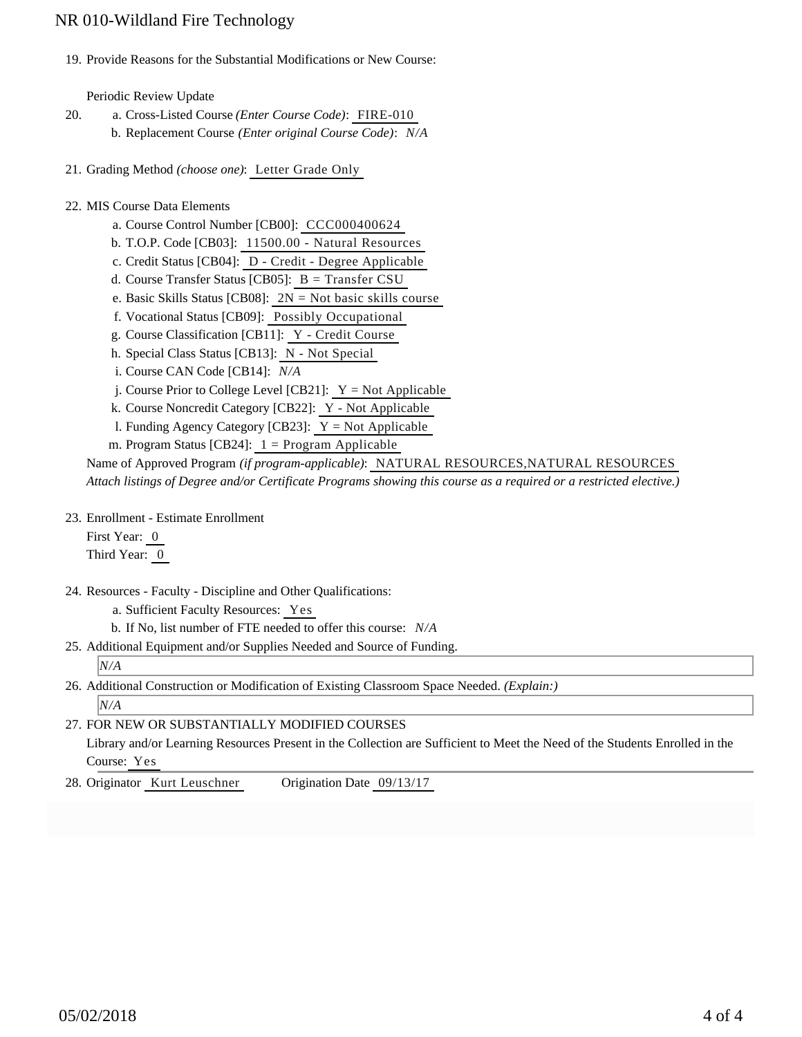19. Provide Reasons for the Substantial Modifications or New Course:

    Periodic Review Update

20. a. Cross-Listed Course *(Enter Course Code)*: FIRE-010
    b. Replacement Course *(Enter original Course Code)*: *N/A*

21. Grading Method *(choose one)*: Letter Grade Only

22. MIS Course Data Elements
    a. Course Control Number [CB00]: CCC000400624
    b. T.O.P. Code [CB03]: 11500.00 - Natural Resources
    c. Credit Status [CB04]: D - Credit - Degree Applicable
    d. Course Transfer Status [CB05]: B = Transfer CSU
    e. Basic Skills Status [CB08]: 2N = Not basic skills course
    f. Vocational Status [CB09]: Possibly Occupational
    g. Course Classification [CB11]: Y - Credit Course
    h. Special Class Status [CB13]: N - Not Special
    i. Course CAN Code [CB14]: *N/A*
    j. Course Prior to College Level [CB21]: Y = Not Applicable
    k. Course Noncredit Category [CB22]: Y - Not Applicable
    l. Funding Agency Category [CB23]: Y = Not Applicable
    m. Program Status [CB24]: 1 = Program Applicable

    Name of Approved Program *(if program-applicable)*: NATURAL RESOURCES,NATURAL RESOURCES
    *Attach listings of Degree and/or Certificate Programs showing this course as a required or a restricted elective.)*

23. Enrollment - Estimate Enrollment
    First Year: 0
    Third Year: 0

24. Resources - Faculty - Discipline and Other Qualifications:
    a. Sufficient Faculty Resources: Yes
    b. If No, list number of FTE needed to offer this course: *N/A*

25. Additional Equipment and/or Supplies Needed and Source of Funding.

    *N/A*

26. Additional Construction or Modification of Existing Classroom Space Needed. *(Explain:)*

    *N/A*

27. FOR NEW OR SUBSTANTIALLY MODIFIED COURSES
    Library and/or Learning Resources Present in the Collection are Sufficient to Meet the Need of the Students Enrolled in the Course: Yes

28. Originator Kurt Leuschner Origination Date 09/13/17